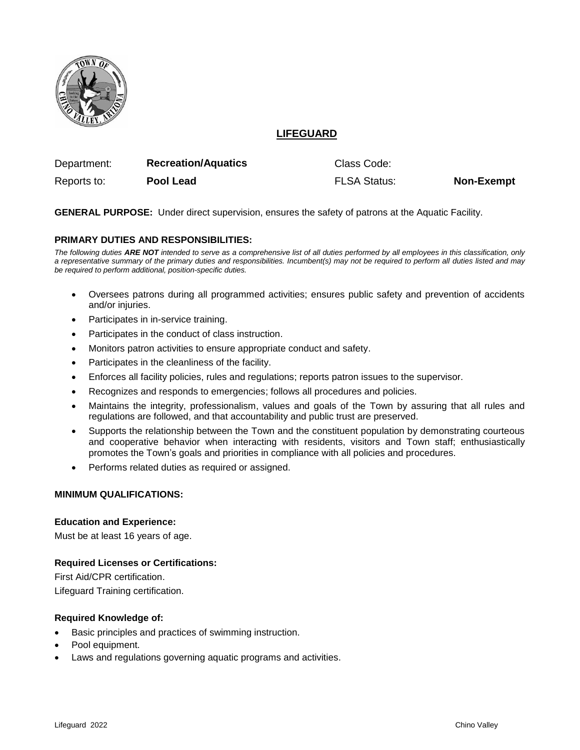# LIFEGUARD

| Department: | **Recreation/Aquatics** | Class Code: | |
|---|---|---|---|
| Reports to: | **Pool Lead** | FLSA Status: | **Non-Exempt** |

**GENERAL PURPOSE:** Under direct supervision, ensures the safety of patrons at the Aquatic Facility.

## PRIMARY DUTIES AND RESPONSIBILITIES:

*The following duties **ARE NOT** intended to serve as a comprehensive list of all duties performed by all employees in this classification, only a representative summary of the primary duties and responsibilities. Incumbent(s) may not be required to perform all duties listed and may be required to perform additional, position-specific duties.*

- Oversees patrons during all programmed activities; ensures public safety and prevention of accidents and/or injuries.
- Participates in in-service training.
- Participates in the conduct of class instruction.
- Monitors patron activities to ensure appropriate conduct and safety.
- Participates in the cleanliness of the facility.
- Enforces all facility policies, rules and regulations; reports patron issues to the supervisor.
- Recognizes and responds to emergencies; follows all procedures and policies.
- Maintains the integrity, professionalism, values and goals of the Town by assuring that all rules and regulations are followed, and that accountability and public trust are preserved.
- Supports the relationship between the Town and the constituent population by demonstrating courteous and cooperative behavior when interacting with residents, visitors and Town staff; enthusiastically promotes the Town's goals and priorities in compliance with all policies and procedures.
- Performs related duties as required or assigned.

## MINIMUM QUALIFICATIONS:

### Education and Experience:

Must be at least 16 years of age.

### Required Licenses or Certifications:

First Aid/CPR certification.
Lifeguard Training certification.

### Required Knowledge of:

- Basic principles and practices of swimming instruction.
- Pool equipment.
- Laws and regulations governing aquatic programs and activities.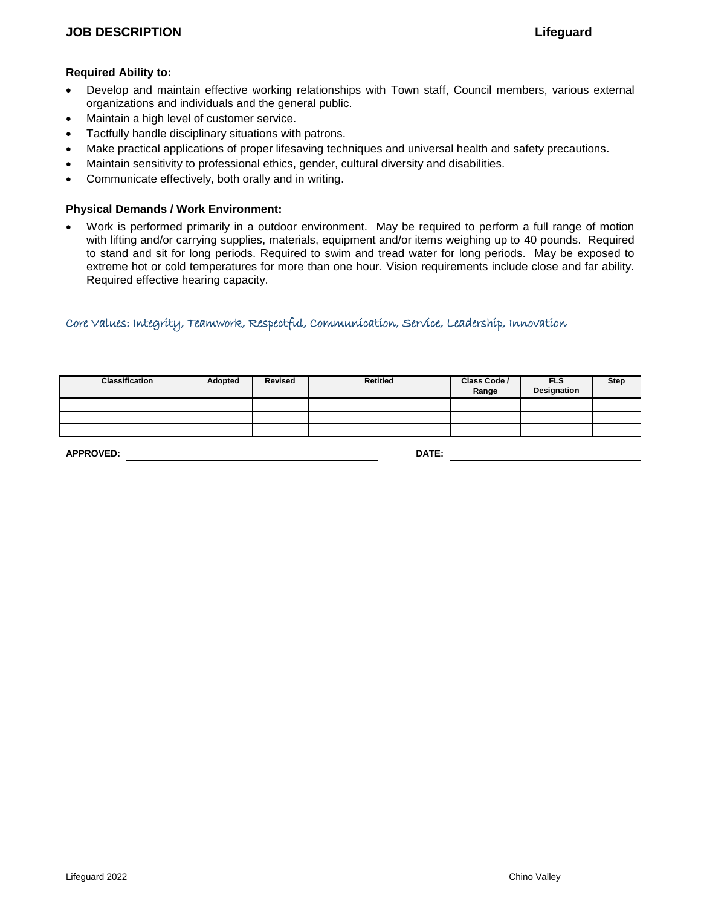**Required Ability to:**

- Develop and maintain effective working relationships with Town staff, Council members, various external organizations and individuals and the general public.
- Maintain a high level of customer service.
- Tactfully handle disciplinary situations with patrons.
- Make practical applications of proper lifesaving techniques and universal health and safety precautions.
- Maintain sensitivity to professional ethics, gender, cultural diversity and disabilities.
- Communicate effectively, both orally and in writing.

**Physical Demands / Work Environment:**

- Work is performed primarily in a outdoor environment. May be required to perform a full range of motion with lifting and/or carrying supplies, materials, equipment and/or items weighing up to 40 pounds. Required to stand and sit for long periods. Required to swim and tread water for long periods. May be exposed to extreme hot or cold temperatures for more than one hour. Vision requirements include close and far ability. Required effective hearing capacity.

Core Values: Integrity, Teamwork, Respectful, Communication, Service, Leadership, Innovation

| Classification | Adopted | Revised | Retitled | Class Code / Range | FLS Designation | Step |
|---|---|---|---|---|---|---|
| | | | | | | |
| | | | | | | |
| | | | | | | |

**APPROVED:** ______________________ **DATE:** ______________________